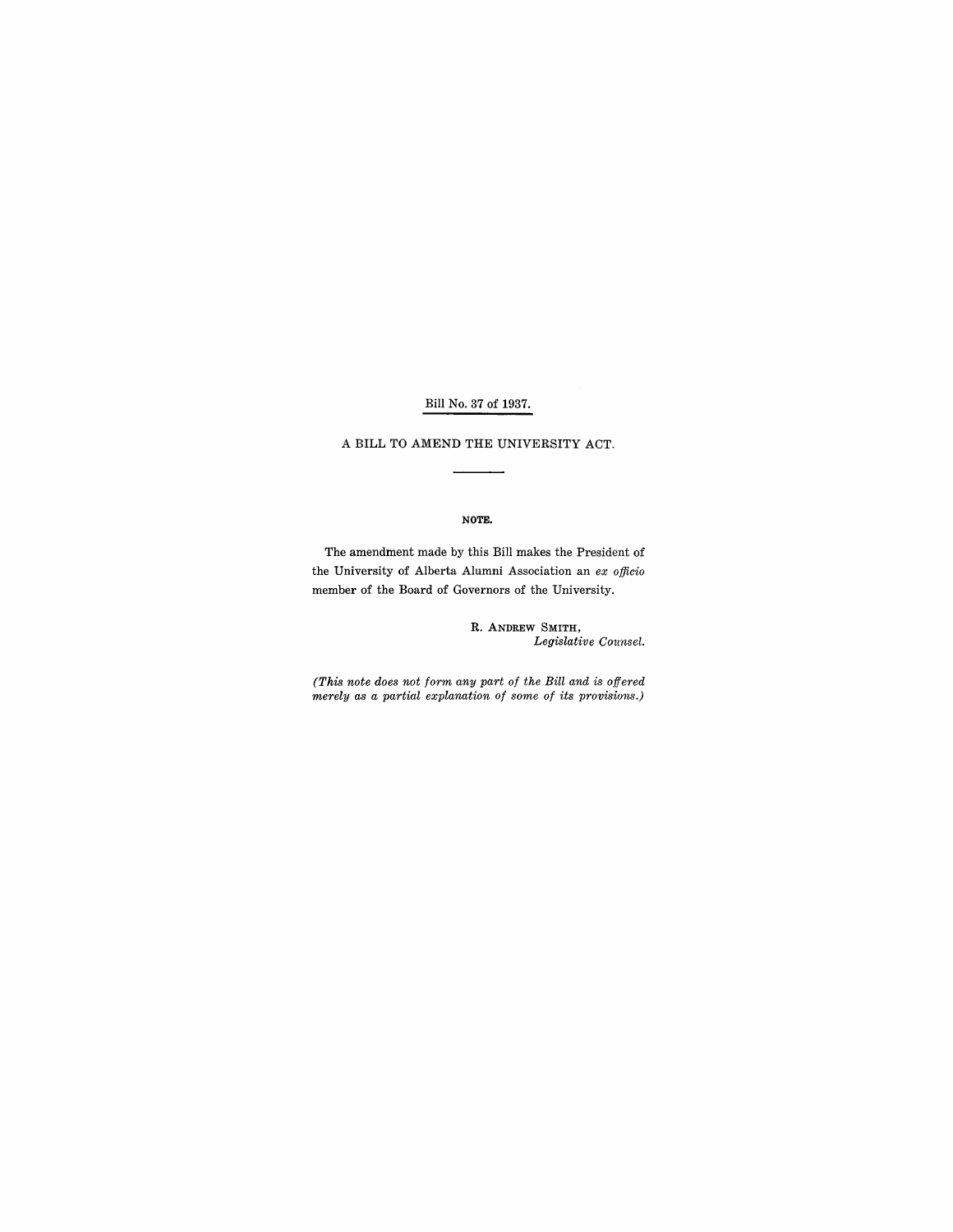Bill No. 37 of 1937.

A BILL TO AMEND THE UNIVERSITY ACT.

---

**NOTE.**

The amendment made by this Bill makes the President of the University of Alberta Alumni Association an *ex officio* member of the Board of Governors of the University.

R. ANDREW SMITH,
*Legislative Counsel.*

*(This note does not form any part of the Bill and is offered merely as a partial explanation of some of its provisions.)*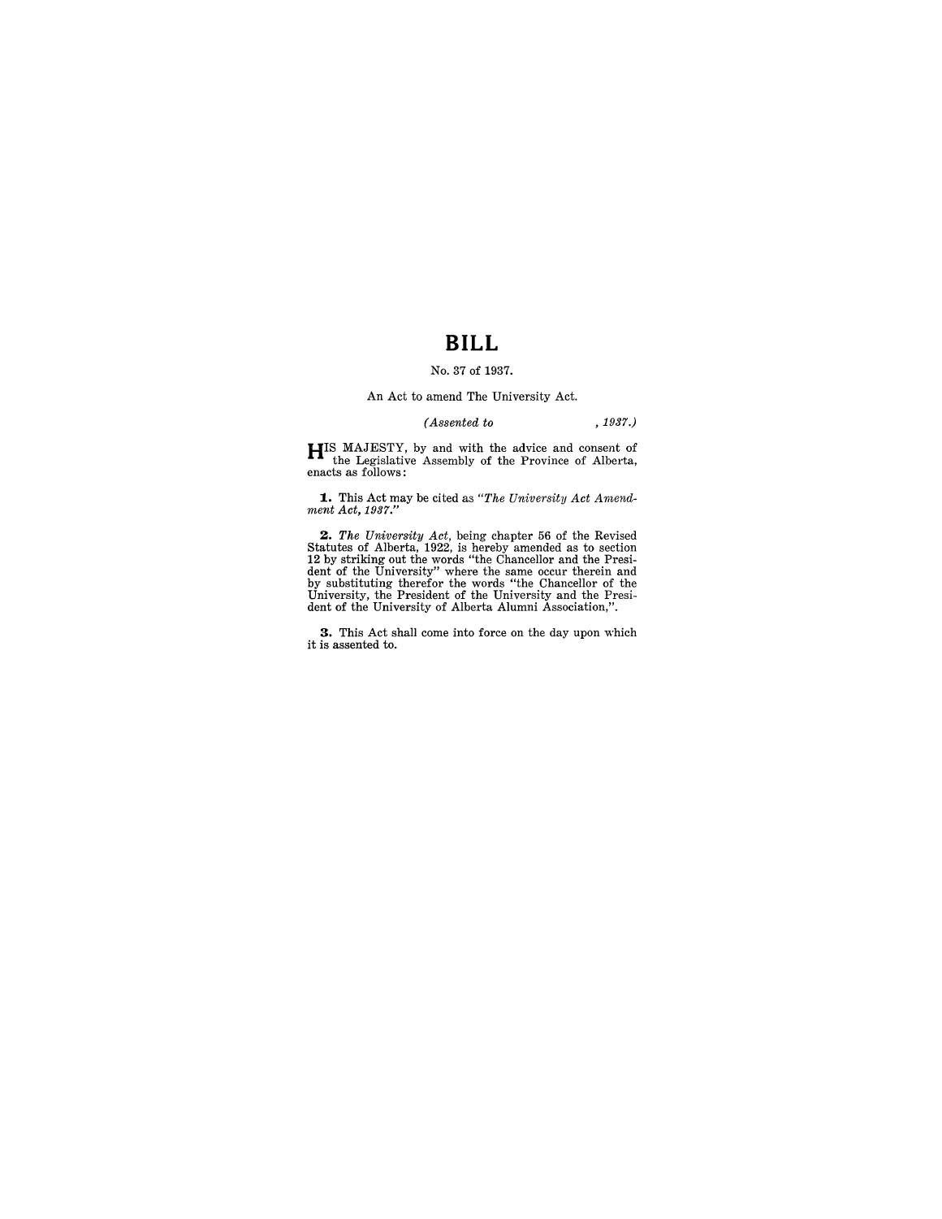# BILL

No. 37 of 1937.

An Act to amend The University Act.

*(Assented to , 1937.)*

HIS MAJESTY, by and with the advice and consent of the Legislative Assembly of the Province of Alberta, enacts as follows:

**1.** This Act may be cited as *"The University Act Amendment Act, 1937."*

**2.** *The University Act,* being chapter 56 of the Revised Statutes of Alberta, 1922, is hereby amended as to section 12 by striking out the words "the Chancellor and the President of the University" where the same occur therein and by substituting therefor the words "the Chancellor of the University, the President of the University and the President of the University of Alberta Alumni Association,".

**3.** This Act shall come into force on the day upon which it is assented to.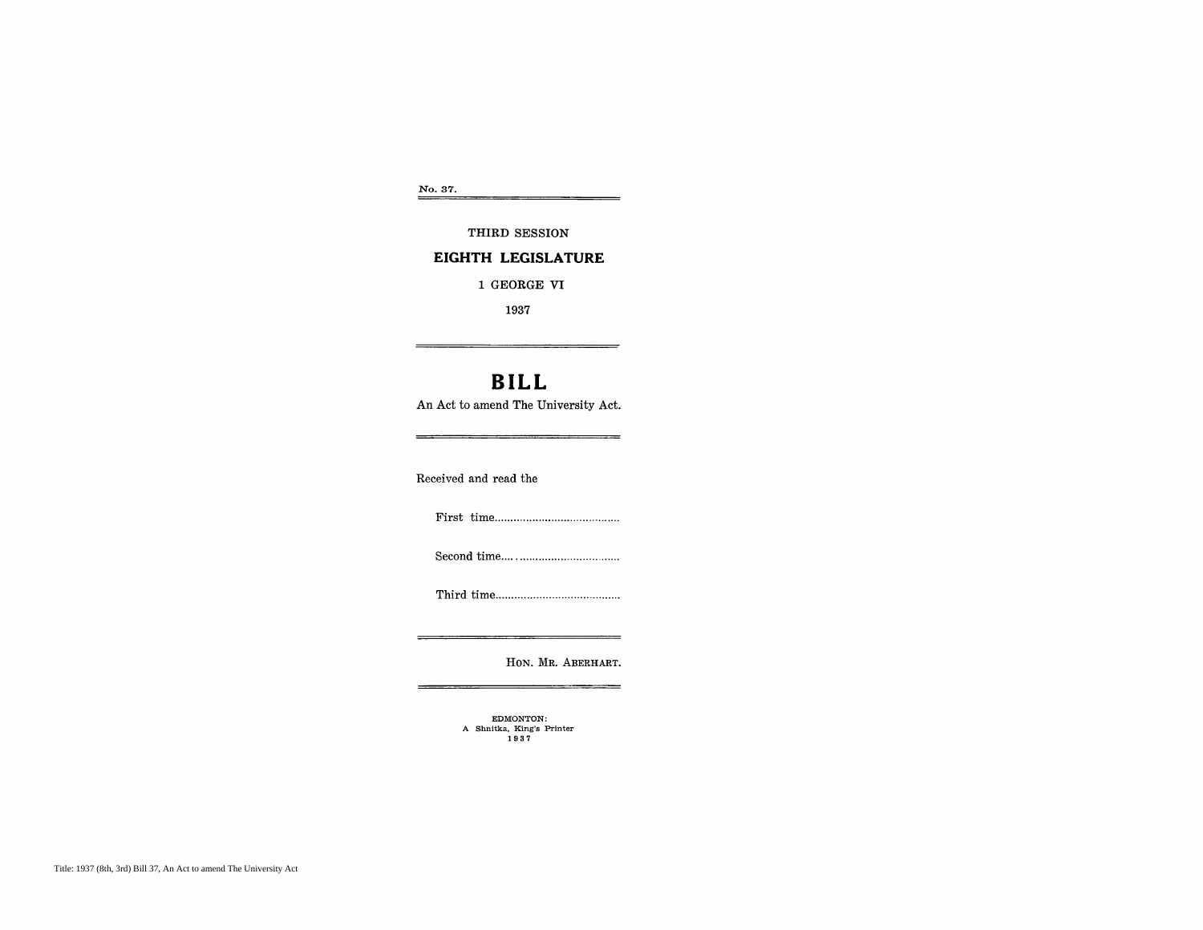No. 37.

THIRD SESSION

## EIGHTH LEGISLATURE

1 GEORGE VI

1937

# BILL

An Act to amend The University Act.

Received and read the

First time........................................

Second time.....................................

Third time........................................

HON. MR. ABERHART.

EDMONTON:
A Shnitka, King's Printer
1937

Title: 1937 (8th, 3rd) Bill 37, An Act to amend The University Act